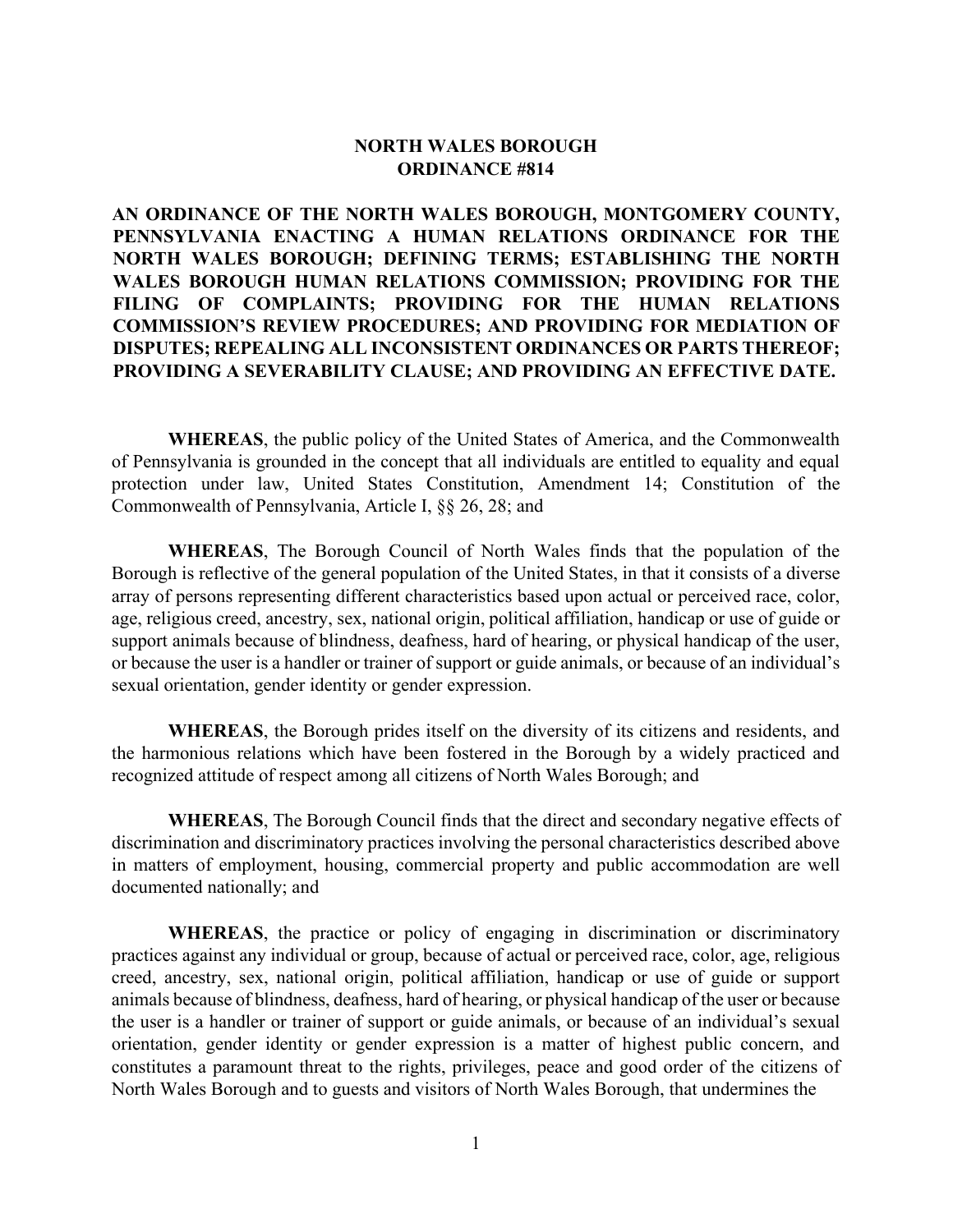# NORTH WALES BOROUGH
# ORDINANCE #814

**AN ORDINANCE OF THE NORTH WALES BOROUGH, MONTGOMERY COUNTY, PENNSYLVANIA ENACTING A HUMAN RELATIONS ORDINANCE FOR THE NORTH WALES BOROUGH; DEFINING TERMS; ESTABLISHING THE NORTH WALES BOROUGH HUMAN RELATIONS COMMISSION; PROVIDING FOR THE FILING OF COMPLAINTS; PROVIDING FOR THE HUMAN RELATIONS COMMISSION'S REVIEW PROCEDURES; AND PROVIDING FOR MEDIATION OF DISPUTES; REPEALING ALL INCONSISTENT ORDINANCES OR PARTS THEREOF; PROVIDING A SEVERABILITY CLAUSE; AND PROVIDING AN EFFECTIVE DATE.**

**WHEREAS**, the public policy of the United States of America, and the Commonwealth of Pennsylvania is grounded in the concept that all individuals are entitled to equality and equal protection under law, United States Constitution, Amendment 14; Constitution of the Commonwealth of Pennsylvania, Article I, §§ 26, 28; and

**WHEREAS**, The Borough Council of North Wales finds that the population of the Borough is reflective of the general population of the United States, in that it consists of a diverse array of persons representing different characteristics based upon actual or perceived race, color, age, religious creed, ancestry, sex, national origin, political affiliation, handicap or use of guide or support animals because of blindness, deafness, hard of hearing, or physical handicap of the user, or because the user is a handler or trainer of support or guide animals, or because of an individual's sexual orientation, gender identity or gender expression.

**WHEREAS**, the Borough prides itself on the diversity of its citizens and residents, and the harmonious relations which have been fostered in the Borough by a widely practiced and recognized attitude of respect among all citizens of North Wales Borough; and

**WHEREAS**, The Borough Council finds that the direct and secondary negative effects of discrimination and discriminatory practices involving the personal characteristics described above in matters of employment, housing, commercial property and public accommodation are well documented nationally; and

**WHEREAS**, the practice or policy of engaging in discrimination or discriminatory practices against any individual or group, because of actual or perceived race, color, age, religious creed, ancestry, sex, national origin, political affiliation, handicap or use of guide or support animals because of blindness, deafness, hard of hearing, or physical handicap of the user or because the user is a handler or trainer of support or guide animals, or because of an individual's sexual orientation, gender identity or gender expression is a matter of highest public concern, and constitutes a paramount threat to the rights, privileges, peace and good order of the citizens of North Wales Borough and to guests and visitors of North Wales Borough, that undermines the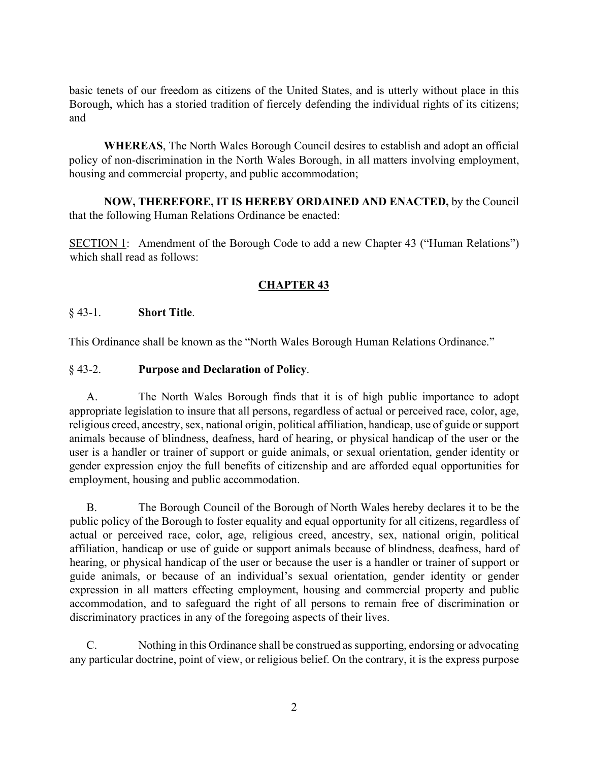basic tenets of our freedom as citizens of the United States, and is utterly without place in this Borough, which has a storied tradition of fiercely defending the individual rights of its citizens; and

**WHEREAS**, The North Wales Borough Council desires to establish and adopt an official policy of non-discrimination in the North Wales Borough, in all matters involving employment, housing and commercial property, and public accommodation;

**NOW, THEREFORE, IT IS HEREBY ORDAINED AND ENACTED,** by the Council that the following Human Relations Ordinance be enacted:

SECTION 1: Amendment of the Borough Code to add a new Chapter 43 ("Human Relations") which shall read as follows:

## CHAPTER 43

### § 43-1. **Short Title**.

This Ordinance shall be known as the "North Wales Borough Human Relations Ordinance."

### § 43-2. **Purpose and Declaration of Policy**.

A. The North Wales Borough finds that it is of high public importance to adopt appropriate legislation to insure that all persons, regardless of actual or perceived race, color, age, religious creed, ancestry, sex, national origin, political affiliation, handicap, use of guide or support animals because of blindness, deafness, hard of hearing, or physical handicap of the user or the user is a handler or trainer of support or guide animals, or sexual orientation, gender identity or gender expression enjoy the full benefits of citizenship and are afforded equal opportunities for employment, housing and public accommodation.

B. The Borough Council of the Borough of North Wales hereby declares it to be the public policy of the Borough to foster equality and equal opportunity for all citizens, regardless of actual or perceived race, color, age, religious creed, ancestry, sex, national origin, political affiliation, handicap or use of guide or support animals because of blindness, deafness, hard of hearing, or physical handicap of the user or because the user is a handler or trainer of support or guide animals, or because of an individual's sexual orientation, gender identity or gender expression in all matters effecting employment, housing and commercial property and public accommodation, and to safeguard the right of all persons to remain free of discrimination or discriminatory practices in any of the foregoing aspects of their lives.

C. Nothing in this Ordinance shall be construed as supporting, endorsing or advocating any particular doctrine, point of view, or religious belief. On the contrary, it is the express purpose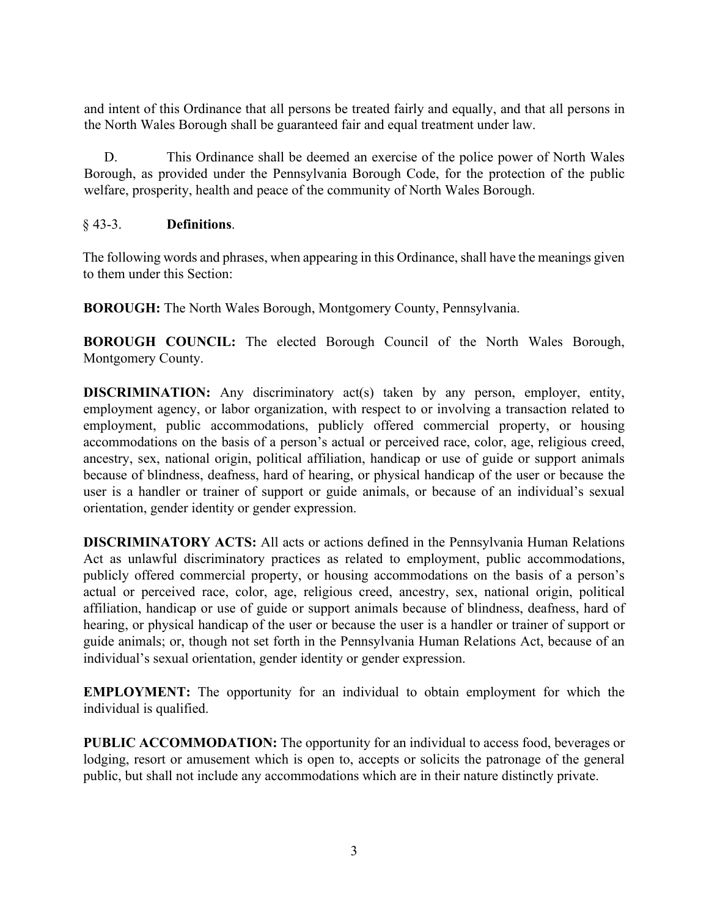and intent of this Ordinance that all persons be treated fairly and equally, and that all persons in the North Wales Borough shall be guaranteed fair and equal treatment under law.

D. This Ordinance shall be deemed an exercise of the police power of North Wales Borough, as provided under the Pennsylvania Borough Code, for the protection of the public welfare, prosperity, health and peace of the community of North Wales Borough.

§ 43-3. **Definitions**.

The following words and phrases, when appearing in this Ordinance, shall have the meanings given to them under this Section:

**BOROUGH:** The North Wales Borough, Montgomery County, Pennsylvania.

**BOROUGH COUNCIL:** The elected Borough Council of the North Wales Borough, Montgomery County.

**DISCRIMINATION:** Any discriminatory act(s) taken by any person, employer, entity, employment agency, or labor organization, with respect to or involving a transaction related to employment, public accommodations, publicly offered commercial property, or housing accommodations on the basis of a person's actual or perceived race, color, age, religious creed, ancestry, sex, national origin, political affiliation, handicap or use of guide or support animals because of blindness, deafness, hard of hearing, or physical handicap of the user or because the user is a handler or trainer of support or guide animals, or because of an individual's sexual orientation, gender identity or gender expression.

**DISCRIMINATORY ACTS:** All acts or actions defined in the Pennsylvania Human Relations Act as unlawful discriminatory practices as related to employment, public accommodations, publicly offered commercial property, or housing accommodations on the basis of a person's actual or perceived race, color, age, religious creed, ancestry, sex, national origin, political affiliation, handicap or use of guide or support animals because of blindness, deafness, hard of hearing, or physical handicap of the user or because the user is a handler or trainer of support or guide animals; or, though not set forth in the Pennsylvania Human Relations Act, because of an individual's sexual orientation, gender identity or gender expression.

**EMPLOYMENT:** The opportunity for an individual to obtain employment for which the individual is qualified.

**PUBLIC ACCOMMODATION:** The opportunity for an individual to access food, beverages or lodging, resort or amusement which is open to, accepts or solicits the patronage of the general public, but shall not include any accommodations which are in their nature distinctly private.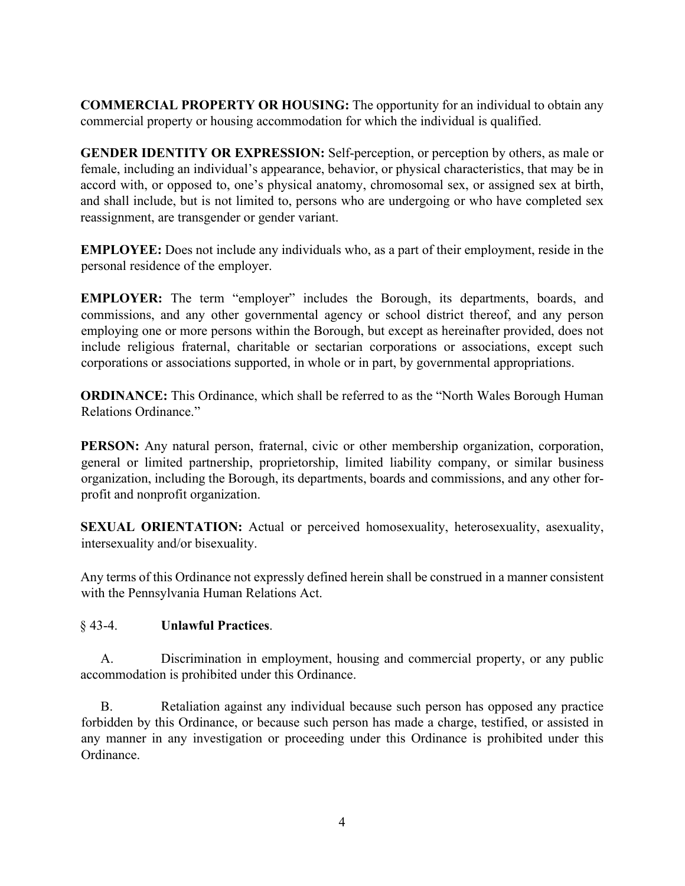**COMMERCIAL PROPERTY OR HOUSING:** The opportunity for an individual to obtain any commercial property or housing accommodation for which the individual is qualified.

**GENDER IDENTITY OR EXPRESSION:** Self-perception, or perception by others, as male or female, including an individual's appearance, behavior, or physical characteristics, that may be in accord with, or opposed to, one's physical anatomy, chromosomal sex, or assigned sex at birth, and shall include, but is not limited to, persons who are undergoing or who have completed sex reassignment, are transgender or gender variant.

**EMPLOYEE:** Does not include any individuals who, as a part of their employment, reside in the personal residence of the employer.

**EMPLOYER:** The term "employer" includes the Borough, its departments, boards, and commissions, and any other governmental agency or school district thereof, and any person employing one or more persons within the Borough, but except as hereinafter provided, does not include religious fraternal, charitable or sectarian corporations or associations, except such corporations or associations supported, in whole or in part, by governmental appropriations.

**ORDINANCE:** This Ordinance, which shall be referred to as the "North Wales Borough Human Relations Ordinance."

**PERSON:** Any natural person, fraternal, civic or other membership organization, corporation, general or limited partnership, proprietorship, limited liability company, or similar business organization, including the Borough, its departments, boards and commissions, and any other for-profit and nonprofit organization.

**SEXUAL ORIENTATION:** Actual or perceived homosexuality, heterosexuality, asexuality, intersexuality and/or bisexuality.

Any terms of this Ordinance not expressly defined herein shall be construed in a manner consistent with the Pennsylvania Human Relations Act.

§ 43-4. **Unlawful Practices**.

A. Discrimination in employment, housing and commercial property, or any public accommodation is prohibited under this Ordinance.

B. Retaliation against any individual because such person has opposed any practice forbidden by this Ordinance, or because such person has made a charge, testified, or assisted in any manner in any investigation or proceeding under this Ordinance is prohibited under this Ordinance.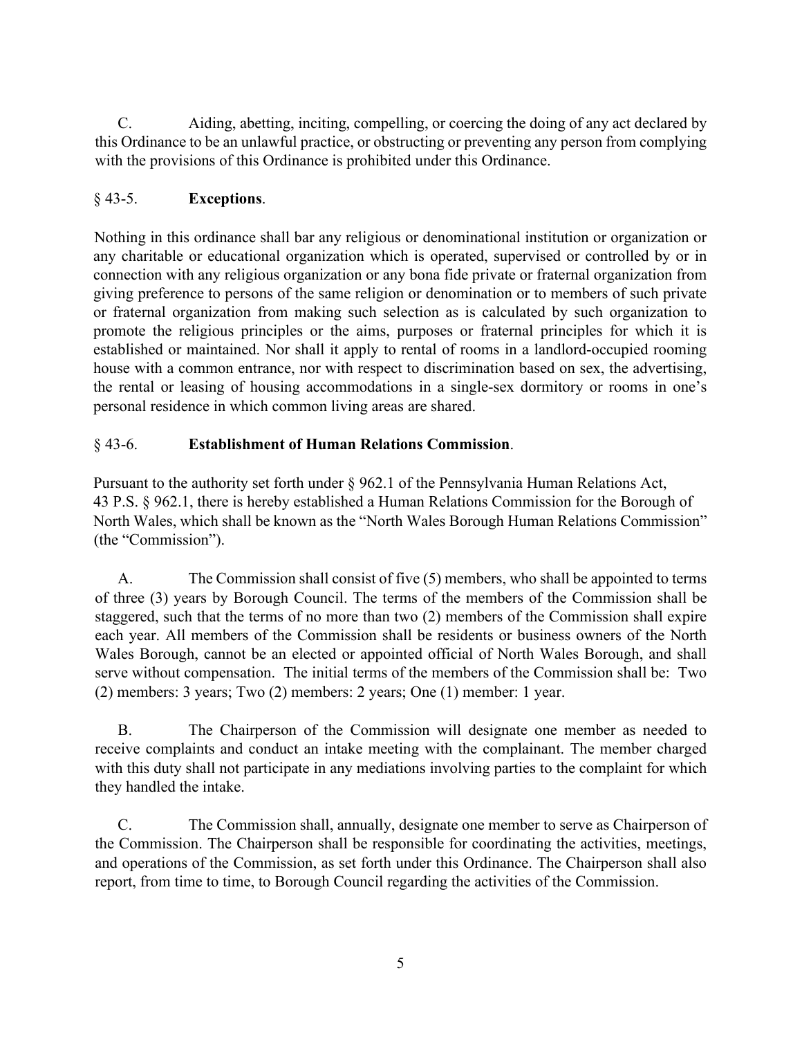C. Aiding, abetting, inciting, compelling, or coercing the doing of any act declared by this Ordinance to be an unlawful practice, or obstructing or preventing any person from complying with the provisions of this Ordinance is prohibited under this Ordinance.

## § 43-5. **Exceptions**.

Nothing in this ordinance shall bar any religious or denominational institution or organization or any charitable or educational organization which is operated, supervised or controlled by or in connection with any religious organization or any bona fide private or fraternal organization from giving preference to persons of the same religion or denomination or to members of such private or fraternal organization from making such selection as is calculated by such organization to promote the religious principles or the aims, purposes or fraternal principles for which it is established or maintained. Nor shall it apply to rental of rooms in a landlord-occupied rooming house with a common entrance, nor with respect to discrimination based on sex, the advertising, the rental or leasing of housing accommodations in a single-sex dormitory or rooms in one's personal residence in which common living areas are shared.

## § 43-6. **Establishment of Human Relations Commission**.

Pursuant to the authority set forth under § 962.1 of the Pennsylvania Human Relations Act, 43 P.S. § 962.1, there is hereby established a Human Relations Commission for the Borough of North Wales, which shall be known as the "North Wales Borough Human Relations Commission" (the "Commission").

A. The Commission shall consist of five (5) members, who shall be appointed to terms of three (3) years by Borough Council. The terms of the members of the Commission shall be staggered, such that the terms of no more than two (2) members of the Commission shall expire each year. All members of the Commission shall be residents or business owners of the North Wales Borough, cannot be an elected or appointed official of North Wales Borough, and shall serve without compensation. The initial terms of the members of the Commission shall be: Two (2) members: 3 years; Two (2) members: 2 years; One (1) member: 1 year.

B. The Chairperson of the Commission will designate one member as needed to receive complaints and conduct an intake meeting with the complainant. The member charged with this duty shall not participate in any mediations involving parties to the complaint for which they handled the intake.

C. The Commission shall, annually, designate one member to serve as Chairperson of the Commission. The Chairperson shall be responsible for coordinating the activities, meetings, and operations of the Commission, as set forth under this Ordinance. The Chairperson shall also report, from time to time, to Borough Council regarding the activities of the Commission.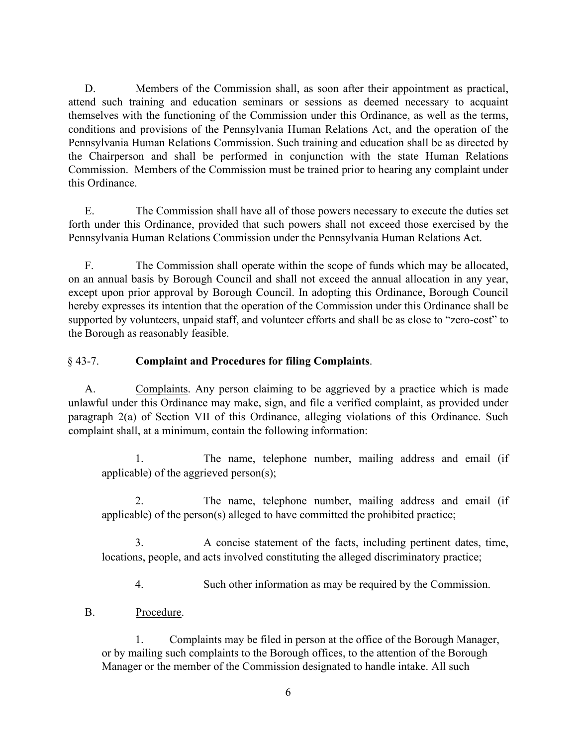D. Members of the Commission shall, as soon after their appointment as practical, attend such training and education seminars or sessions as deemed necessary to acquaint themselves with the functioning of the Commission under this Ordinance, as well as the terms, conditions and provisions of the Pennsylvania Human Relations Act, and the operation of the Pennsylvania Human Relations Commission. Such training and education shall be as directed by the Chairperson and shall be performed in conjunction with the state Human Relations Commission. Members of the Commission must be trained prior to hearing any complaint under this Ordinance.

E. The Commission shall have all of those powers necessary to execute the duties set forth under this Ordinance, provided that such powers shall not exceed those exercised by the Pennsylvania Human Relations Commission under the Pennsylvania Human Relations Act.

F. The Commission shall operate within the scope of funds which may be allocated, on an annual basis by Borough Council and shall not exceed the annual allocation in any year, except upon prior approval by Borough Council. In adopting this Ordinance, Borough Council hereby expresses its intention that the operation of the Commission under this Ordinance shall be supported by volunteers, unpaid staff, and volunteer efforts and shall be as close to "zero-cost" to the Borough as reasonably feasible.

§ 43-7. **Complaint and Procedures for filing Complaints**.

A. Complaints. Any person claiming to be aggrieved by a practice which is made unlawful under this Ordinance may make, sign, and file a verified complaint, as provided under paragraph 2(a) of Section VII of this Ordinance, alleging violations of this Ordinance. Such complaint shall, at a minimum, contain the following information:

1. The name, telephone number, mailing address and email (if applicable) of the aggrieved person(s);

2. The name, telephone number, mailing address and email (if applicable) of the person(s) alleged to have committed the prohibited practice;

3. A concise statement of the facts, including pertinent dates, time, locations, people, and acts involved constituting the alleged discriminatory practice;

4. Such other information as may be required by the Commission.

B. Procedure.

1. Complaints may be filed in person at the office of the Borough Manager, or by mailing such complaints to the Borough offices, to the attention of the Borough Manager or the member of the Commission designated to handle intake. All such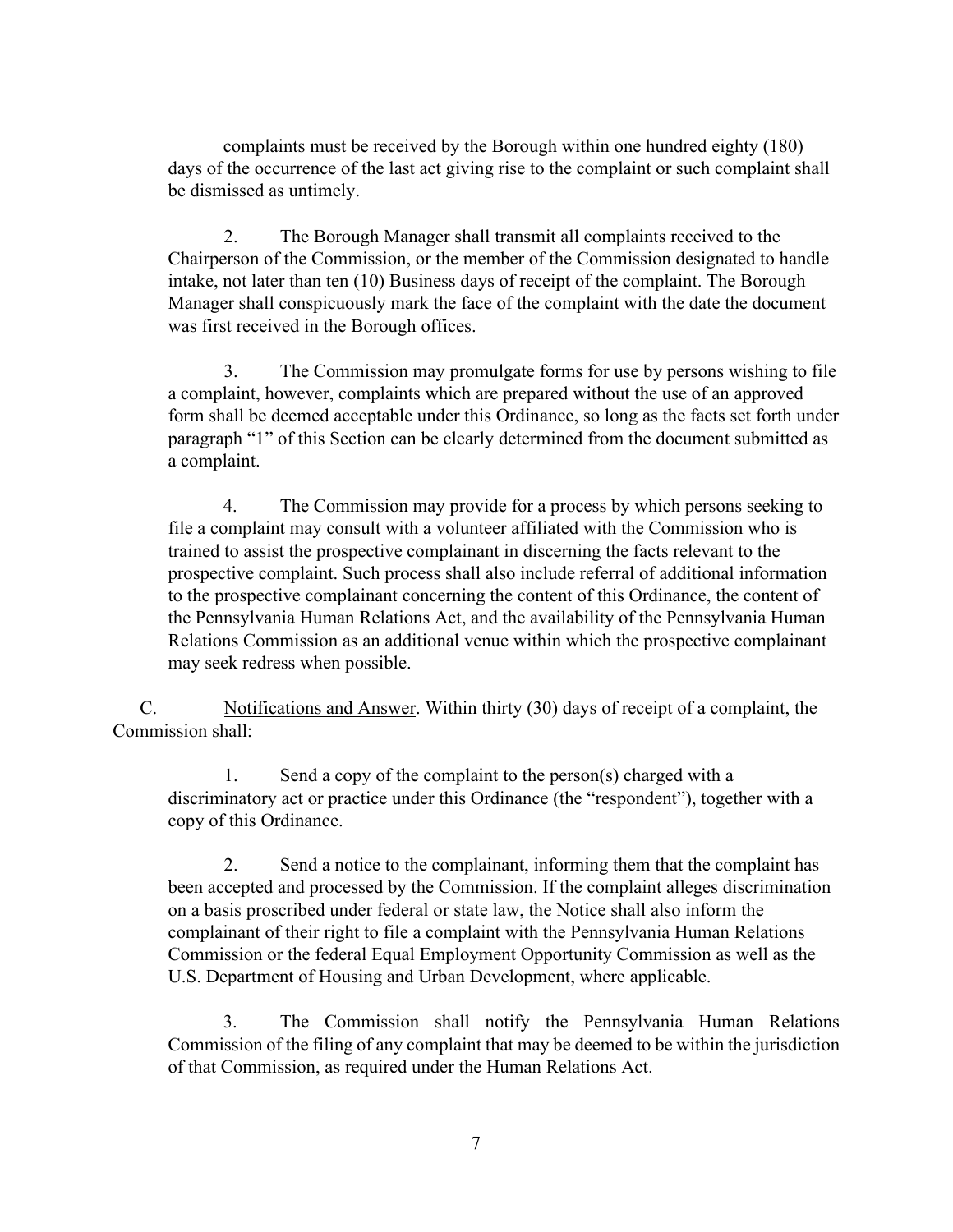complaints must be received by the Borough within one hundred eighty (180) days of the occurrence of the last act giving rise to the complaint or such complaint shall be dismissed as untimely.

2. The Borough Manager shall transmit all complaints received to the Chairperson of the Commission, or the member of the Commission designated to handle intake, not later than ten (10) Business days of receipt of the complaint. The Borough Manager shall conspicuously mark the face of the complaint with the date the document was first received in the Borough offices.

3. The Commission may promulgate forms for use by persons wishing to file a complaint, however, complaints which are prepared without the use of an approved form shall be deemed acceptable under this Ordinance, so long as the facts set forth under paragraph "1" of this Section can be clearly determined from the document submitted as a complaint.

4. The Commission may provide for a process by which persons seeking to file a complaint may consult with a volunteer affiliated with the Commission who is trained to assist the prospective complainant in discerning the facts relevant to the prospective complaint. Such process shall also include referral of additional information to the prospective complainant concerning the content of this Ordinance, the content of the Pennsylvania Human Relations Act, and the availability of the Pennsylvania Human Relations Commission as an additional venue within which the prospective complainant may seek redress when possible.

C. Notifications and Answer. Within thirty (30) days of receipt of a complaint, the Commission shall:

1. Send a copy of the complaint to the person(s) charged with a discriminatory act or practice under this Ordinance (the "respondent"), together with a copy of this Ordinance.

2. Send a notice to the complainant, informing them that the complaint has been accepted and processed by the Commission. If the complaint alleges discrimination on a basis proscribed under federal or state law, the Notice shall also inform the complainant of their right to file a complaint with the Pennsylvania Human Relations Commission or the federal Equal Employment Opportunity Commission as well as the U.S. Department of Housing and Urban Development, where applicable.

3. The Commission shall notify the Pennsylvania Human Relations Commission of the filing of any complaint that may be deemed to be within the jurisdiction of that Commission, as required under the Human Relations Act.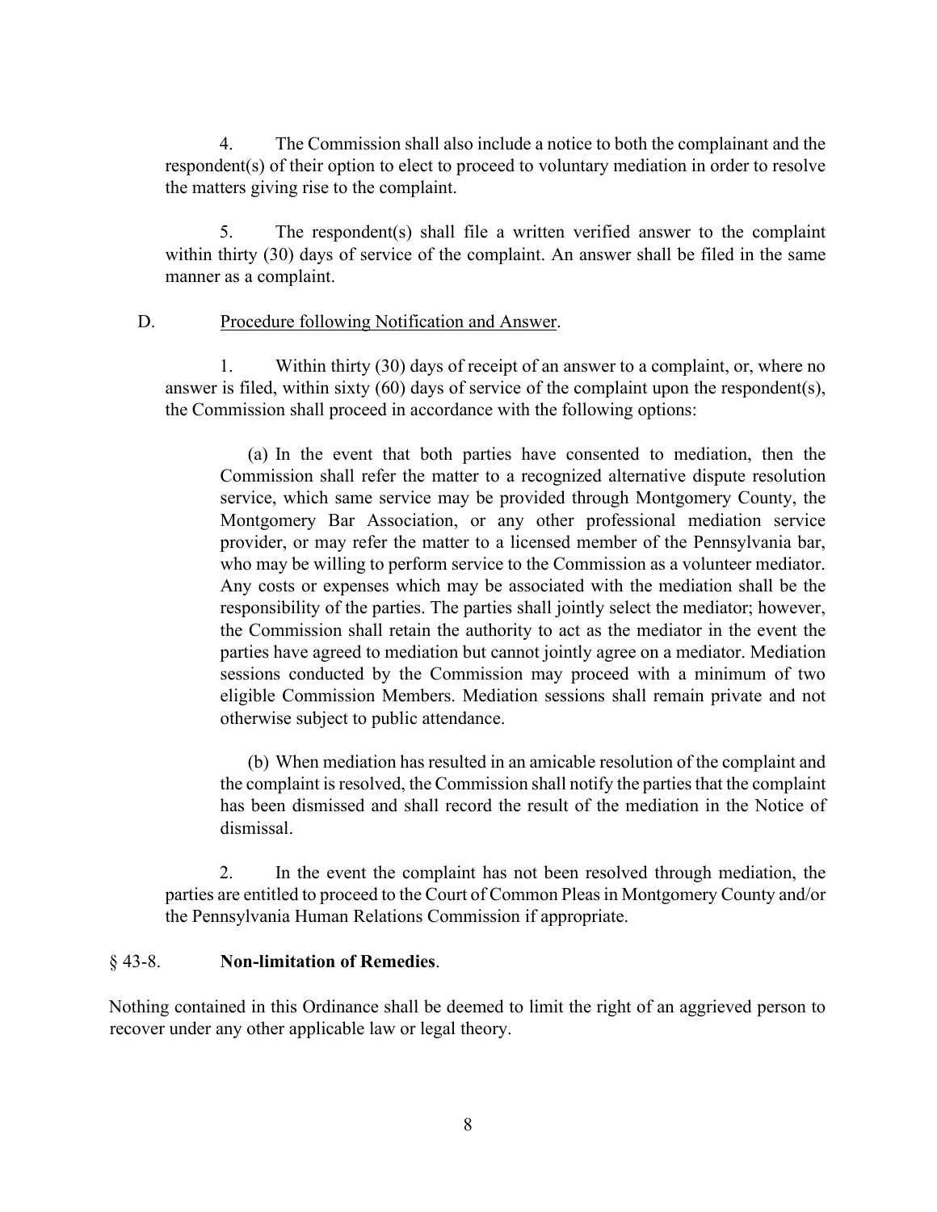4. The Commission shall also include a notice to both the complainant and the respondent(s) of their option to elect to proceed to voluntary mediation in order to resolve the matters giving rise to the complaint.

5. The respondent(s) shall file a written verified answer to the complaint within thirty (30) days of service of the complaint. An answer shall be filed in the same manner as a complaint.

D. Procedure following Notification and Answer.

1. Within thirty (30) days of receipt of an answer to a complaint, or, where no answer is filed, within sixty (60) days of service of the complaint upon the respondent(s), the Commission shall proceed in accordance with the following options:

(a) In the event that both parties have consented to mediation, then the Commission shall refer the matter to a recognized alternative dispute resolution service, which same service may be provided through Montgomery County, the Montgomery Bar Association, or any other professional mediation service provider, or may refer the matter to a licensed member of the Pennsylvania bar, who may be willing to perform service to the Commission as a volunteer mediator. Any costs or expenses which may be associated with the mediation shall be the responsibility of the parties. The parties shall jointly select the mediator; however, the Commission shall retain the authority to act as the mediator in the event the parties have agreed to mediation but cannot jointly agree on a mediator. Mediation sessions conducted by the Commission may proceed with a minimum of two eligible Commission Members. Mediation sessions shall remain private and not otherwise subject to public attendance.

(b) When mediation has resulted in an amicable resolution of the complaint and the complaint is resolved, the Commission shall notify the parties that the complaint has been dismissed and shall record the result of the mediation in the Notice of dismissal.

2. In the event the complaint has not been resolved through mediation, the parties are entitled to proceed to the Court of Common Pleas in Montgomery County and/or the Pennsylvania Human Relations Commission if appropriate.

§ 43-8. **Non-limitation of Remedies**.

Nothing contained in this Ordinance shall be deemed to limit the right of an aggrieved person to recover under any other applicable law or legal theory.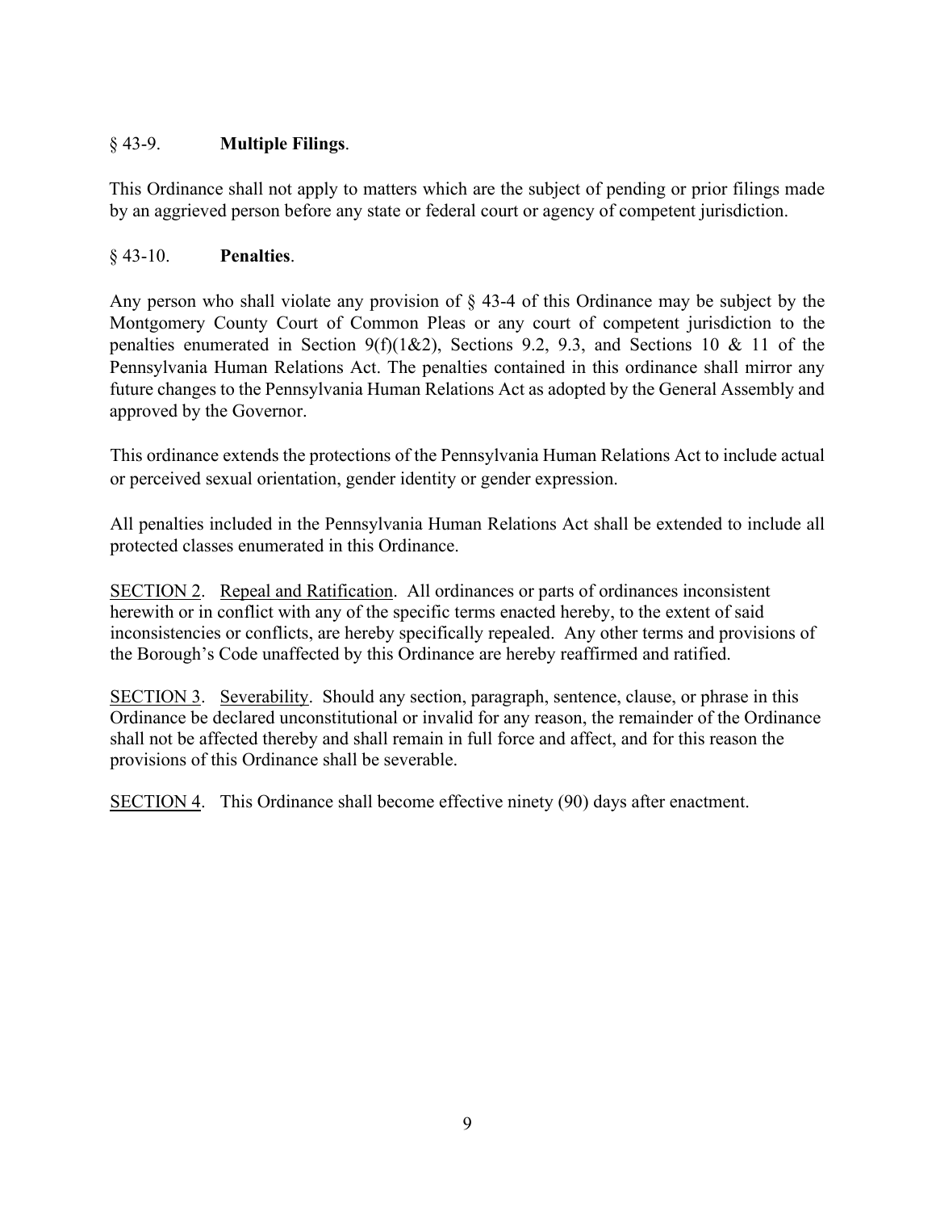§ 43-9. **Multiple Filings**.

This Ordinance shall not apply to matters which are the subject of pending or prior filings made by an aggrieved person before any state or federal court or agency of competent jurisdiction.

§ 43-10. **Penalties**.

Any person who shall violate any provision of § 43-4 of this Ordinance may be subject by the Montgomery County Court of Common Pleas or any court of competent jurisdiction to the penalties enumerated in Section 9(f)(1&2), Sections 9.2, 9.3, and Sections 10 & 11 of the Pennsylvania Human Relations Act. The penalties contained in this ordinance shall mirror any future changes to the Pennsylvania Human Relations Act as adopted by the General Assembly and approved by the Governor.

This ordinance extends the protections of the Pennsylvania Human Relations Act to include actual or perceived sexual orientation, gender identity or gender expression.

All penalties included in the Pennsylvania Human Relations Act shall be extended to include all protected classes enumerated in this Ordinance.

SECTION 2. Repeal and Ratification. All ordinances or parts of ordinances inconsistent herewith or in conflict with any of the specific terms enacted hereby, to the extent of said inconsistencies or conflicts, are hereby specifically repealed. Any other terms and provisions of the Borough's Code unaffected by this Ordinance are hereby reaffirmed and ratified.

SECTION 3. Severability. Should any section, paragraph, sentence, clause, or phrase in this Ordinance be declared unconstitutional or invalid for any reason, the remainder of the Ordinance shall not be affected thereby and shall remain in full force and affect, and for this reason the provisions of this Ordinance shall be severable.

SECTION 4. This Ordinance shall become effective ninety (90) days after enactment.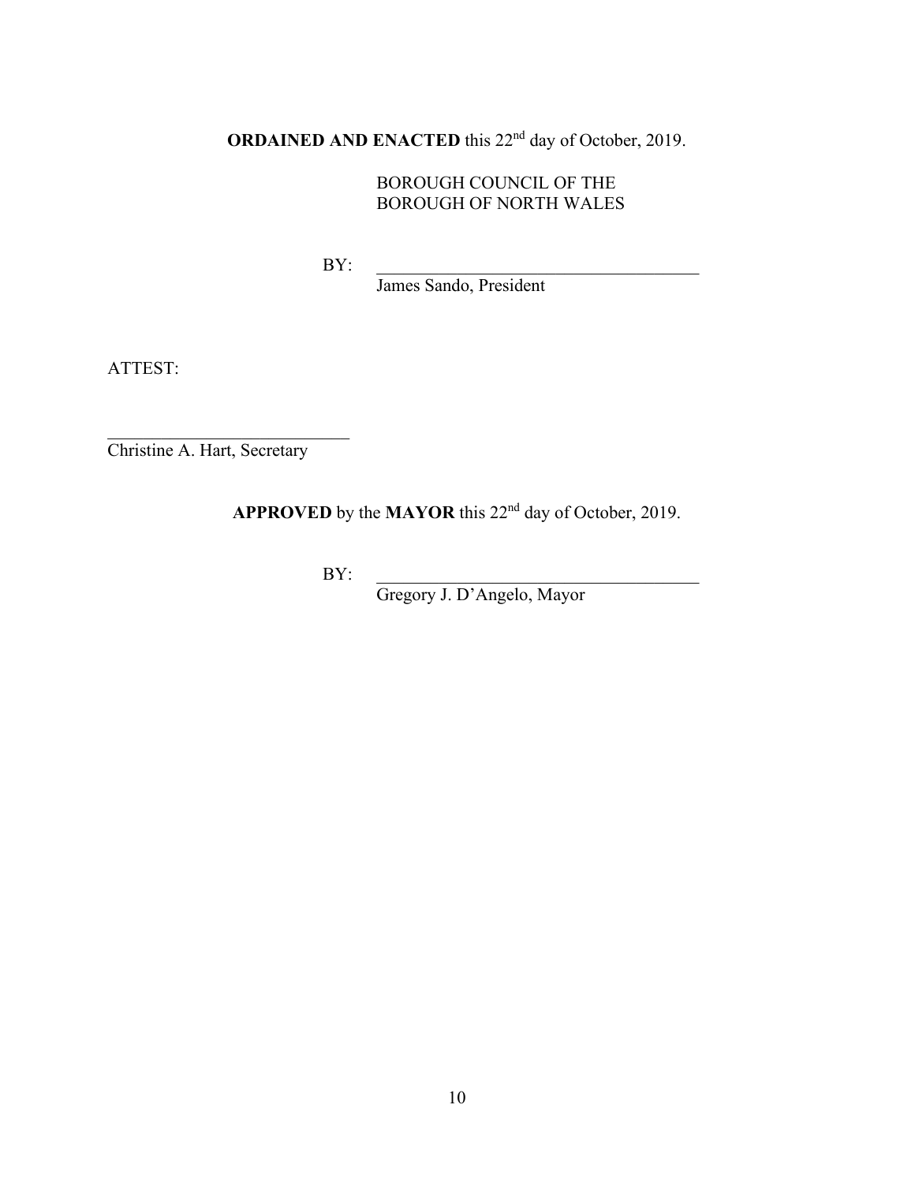**ORDAINED AND ENACTED** this 22nd day of October, 2019.

BOROUGH COUNCIL OF THE
BOROUGH OF NORTH WALES

BY: ___________________________________
James Sando, President

ATTEST:

___________________________
Christine A. Hart, Secretary

**APPROVED** by the **MAYOR** this 22nd day of October, 2019.

BY: ___________________________________
Gregory J. D'Angelo, Mayor